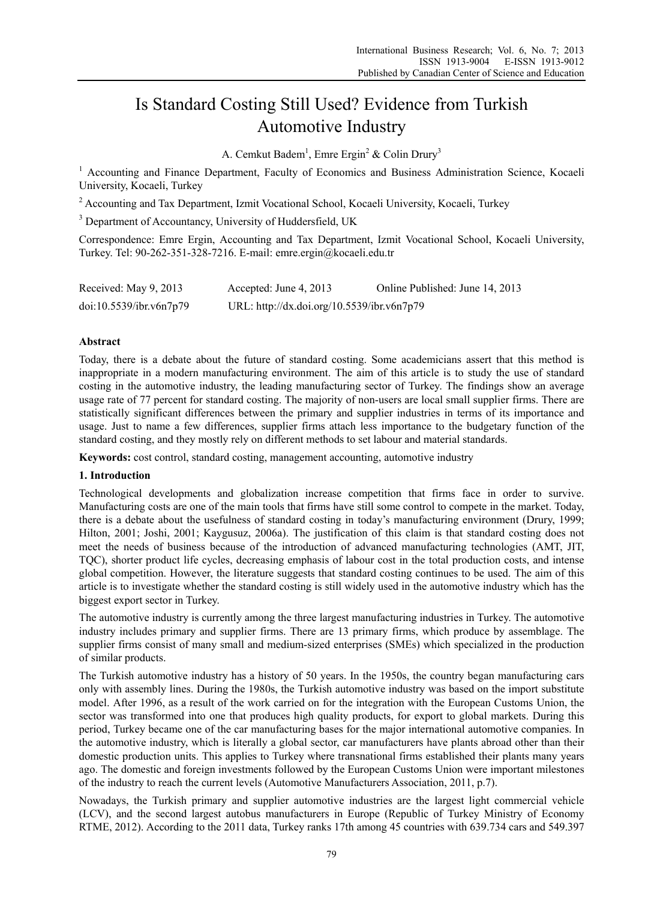# Is Standard Costing Still Used? Evidence from Turkish Automotive Industry

A. Cemkut Badem[1], Emre Ergin[2] & Colin Drury[3]

[1] Accounting and Finance Department, Faculty of Economics and Business Administration Science, Kocaeli University, Kocaeli, Turkey

[2] Accounting and Tax Department, Izmit Vocational School, Kocaeli University, Kocaeli, Turkey

[3] Department of Accountancy, University of Huddersfield, UK

Correspondence: Emre Ergin, Accounting and Tax Department, Izmit Vocational School, Kocaeli University, Turkey. Tel: 90-262-351-328-7216. E-mail: emre.ergin@kocaeli.edu.tr

Received: May 9, 2013 Accepted: June 4, 2013 Online Published: June 14, 2013

doi:10.5539/ibr.v6n7p79 URL: http://dx.doi.org/10.5539/ibr.v6n7p79

## Abstract

Today, there is a debate about the future of standard costing. Some academicians assert that this method is inappropriate in a modern manufacturing environment. The aim of this article is to study the use of standard costing in the automotive industry, the leading manufacturing sector of Turkey. The findings show an average usage rate of 77 percent for standard costing. The majority of non-users are local small supplier firms. There are statistically significant differences between the primary and supplier industries in terms of its importance and usage. Just to name a few differences, supplier firms attach less importance to the budgetary function of the standard costing, and they mostly rely on different methods to set labour and material standards.

**Keywords:** cost control, standard costing, management accounting, automotive industry

## 1. Introduction

Technological developments and globalization increase competition that firms face in order to survive. Manufacturing costs are one of the main tools that firms have still some control to compete in the market. Today, there is a debate about the usefulness of standard costing in today's manufacturing environment (Drury, 1999; Hilton, 2001; Joshi, 2001; Kaygusuz, 2006a). The justification of this claim is that standard costing does not meet the needs of business because of the introduction of advanced manufacturing technologies (AMT, JIT, TQC), shorter product life cycles, decreasing emphasis of labour cost in the total production costs, and intense global competition. However, the literature suggests that standard costing continues to be used. The aim of this article is to investigate whether the standard costing is still widely used in the automotive industry which has the biggest export sector in Turkey.

The automotive industry is currently among the three largest manufacturing industries in Turkey. The automotive industry includes primary and supplier firms. There are 13 primary firms, which produce by assemblage. The supplier firms consist of many small and medium-sized enterprises (SMEs) which specialized in the production of similar products.

The Turkish automotive industry has a history of 50 years. In the 1950s, the country began manufacturing cars only with assembly lines. During the 1980s, the Turkish automotive industry was based on the import substitute model. After 1996, as a result of the work carried on for the integration with the European Customs Union, the sector was transformed into one that produces high quality products, for export to global markets. During this period, Turkey became one of the car manufacturing bases for the major international automotive companies. In the automotive industry, which is literally a global sector, car manufacturers have plants abroad other than their domestic production units. This applies to Turkey where transnational firms established their plants many years ago. The domestic and foreign investments followed by the European Customs Union were important milestones of the industry to reach the current levels (Automotive Manufacturers Association, 2011, p.7).

Nowadays, the Turkish primary and supplier automotive industries are the largest light commercial vehicle (LCV), and the second largest autobus manufacturers in Europe (Republic of Turkey Ministry of Economy RTME, 2012). According to the 2011 data, Turkey ranks 17th among 45 countries with 639.734 cars and 549.397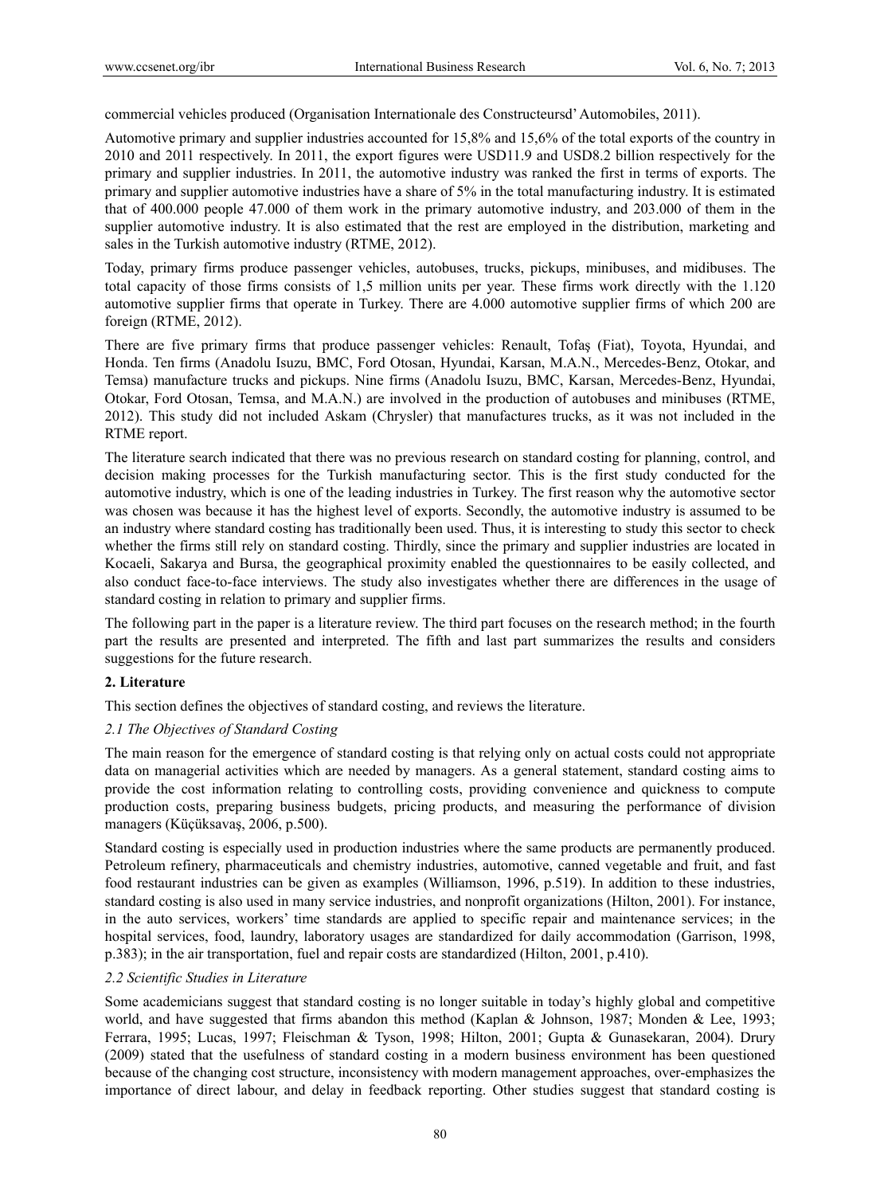commercial vehicles produced (Organisation Internationale des Constructeursd' Automobiles, 2011).

Automotive primary and supplier industries accounted for 15,8% and 15,6% of the total exports of the country in 2010 and 2011 respectively. In 2011, the export figures were USD11.9 and USD8.2 billion respectively for the primary and supplier industries. In 2011, the automotive industry was ranked the first in terms of exports. The primary and supplier automotive industries have a share of 5% in the total manufacturing industry. It is estimated that of 400.000 people 47.000 of them work in the primary automotive industry, and 203.000 of them in the supplier automotive industry. It is also estimated that the rest are employed in the distribution, marketing and sales in the Turkish automotive industry (RTME, 2012).

Today, primary firms produce passenger vehicles, autobuses, trucks, pickups, minibuses, and midibuses. The total capacity of those firms consists of 1,5 million units per year. These firms work directly with the 1.120 automotive supplier firms that operate in Turkey. There are 4.000 automotive supplier firms of which 200 are foreign (RTME, 2012).

There are five primary firms that produce passenger vehicles: Renault, Tofaş (Fiat), Toyota, Hyundai, and Honda. Ten firms (Anadolu Isuzu, BMC, Ford Otosan, Hyundai, Karsan, M.A.N., Mercedes-Benz, Otokar, and Temsa) manufacture trucks and pickups. Nine firms (Anadolu Isuzu, BMC, Karsan, Mercedes-Benz, Hyundai, Otokar, Ford Otosan, Temsa, and M.A.N.) are involved in the production of autobuses and minibuses (RTME, 2012). This study did not included Askam (Chrysler) that manufactures trucks, as it was not included in the RTME report.

The literature search indicated that there was no previous research on standard costing for planning, control, and decision making processes for the Turkish manufacturing sector. This is the first study conducted for the automotive industry, which is one of the leading industries in Turkey. The first reason why the automotive sector was chosen was because it has the highest level of exports. Secondly, the automotive industry is assumed to be an industry where standard costing has traditionally been used. Thus, it is interesting to study this sector to check whether the firms still rely on standard costing. Thirdly, since the primary and supplier industries are located in Kocaeli, Sakarya and Bursa, the geographical proximity enabled the questionnaires to be easily collected, and also conduct face-to-face interviews. The study also investigates whether there are differences in the usage of standard costing in relation to primary and supplier firms.

The following part in the paper is a literature review. The third part focuses on the research method; in the fourth part the results are presented and interpreted. The fifth and last part summarizes the results and considers suggestions for the future research.

## 2. Literature

This section defines the objectives of standard costing, and reviews the literature.

### *2.1 The Objectives of Standard Costing*

The main reason for the emergence of standard costing is that relying only on actual costs could not appropriate data on managerial activities which are needed by managers. As a general statement, standard costing aims to provide the cost information relating to controlling costs, providing convenience and quickness to compute production costs, preparing business budgets, pricing products, and measuring the performance of division managers (Küçüksavaş, 2006, p.500).

Standard costing is especially used in production industries where the same products are permanently produced. Petroleum refinery, pharmaceuticals and chemistry industries, automotive, canned vegetable and fruit, and fast food restaurant industries can be given as examples (Williamson, 1996, p.519). In addition to these industries, standard costing is also used in many service industries, and nonprofit organizations (Hilton, 2001). For instance, in the auto services, workers' time standards are applied to specific repair and maintenance services; in the hospital services, food, laundry, laboratory usages are standardized for daily accommodation (Garrison, 1998, p.383); in the air transportation, fuel and repair costs are standardized (Hilton, 2001, p.410).

### *2.2 Scientific Studies in Literature*

Some academicians suggest that standard costing is no longer suitable in today's highly global and competitive world, and have suggested that firms abandon this method (Kaplan & Johnson, 1987; Monden & Lee, 1993; Ferrara, 1995; Lucas, 1997; Fleischman & Tyson, 1998; Hilton, 2001; Gupta & Gunasekaran, 2004). Drury (2009) stated that the usefulness of standard costing in a modern business environment has been questioned because of the changing cost structure, inconsistency with modern management approaches, over-emphasizes the importance of direct labour, and delay in feedback reporting. Other studies suggest that standard costing is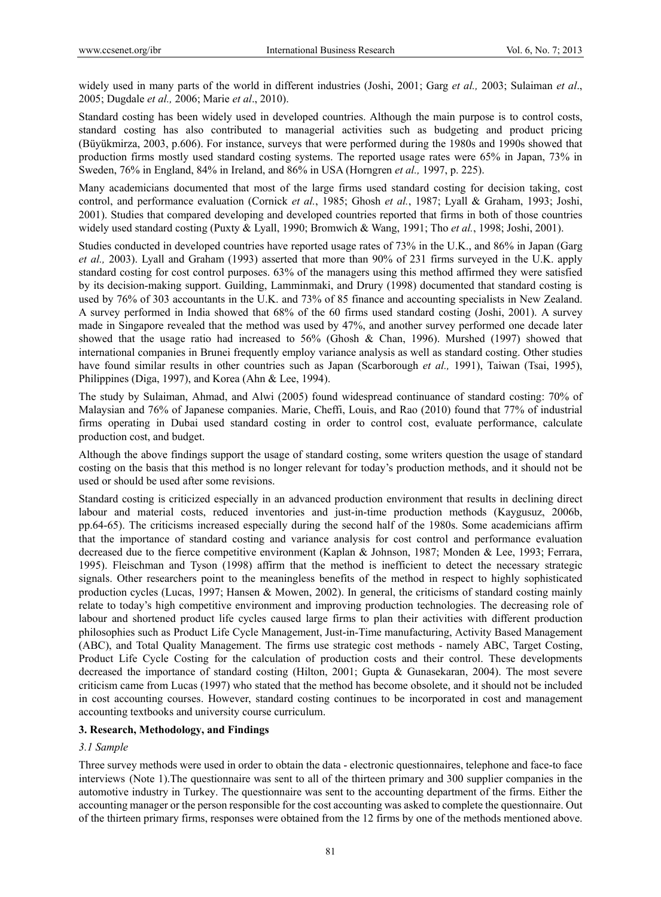widely used in many parts of the world in different industries (Joshi, 2001; Garg *et al.,* 2003; Sulaiman *et al*., 2005; Dugdale *et al.,* 2006; Marie *et al*., 2010).

Standard costing has been widely used in developed countries. Although the main purpose is to control costs, standard costing has also contributed to managerial activities such as budgeting and product pricing (Büyükmirza, 2003, p.606). For instance, surveys that were performed during the 1980s and 1990s showed that production firms mostly used standard costing systems. The reported usage rates were 65% in Japan, 73% in Sweden, 76% in England, 84% in Ireland, and 86% in USA (Horngren *et al.,* 1997, p. 225).

Many academicians documented that most of the large firms used standard costing for decision taking, cost control, and performance evaluation (Cornick *et al.*, 1985; Ghosh *et al.*, 1987; Lyall & Graham, 1993; Joshi, 2001). Studies that compared developing and developed countries reported that firms in both of those countries widely used standard costing (Puxty & Lyall, 1990; Bromwich & Wang, 1991; Tho *et al.*, 1998; Joshi, 2001).

Studies conducted in developed countries have reported usage rates of 73% in the U.K., and 86% in Japan (Garg *et al.,* 2003). Lyall and Graham (1993) asserted that more than 90% of 231 firms surveyed in the U.K. apply standard costing for cost control purposes. 63% of the managers using this method affirmed they were satisfied by its decision-making support. Guilding, Lamminmaki, and Drury (1998) documented that standard costing is used by 76% of 303 accountants in the U.K. and 73% of 85 finance and accounting specialists in New Zealand. A survey performed in India showed that 68% of the 60 firms used standard costing (Joshi, 2001). A survey made in Singapore revealed that the method was used by 47%, and another survey performed one decade later showed that the usage ratio had increased to 56% (Ghosh & Chan, 1996). Murshed (1997) showed that international companies in Brunei frequently employ variance analysis as well as standard costing. Other studies have found similar results in other countries such as Japan (Scarborough *et al.,* 1991), Taiwan (Tsai, 1995), Philippines (Diga, 1997), and Korea (Ahn & Lee, 1994).

The study by Sulaiman, Ahmad, and Alwi (2005) found widespread continuance of standard costing: 70% of Malaysian and 76% of Japanese companies. Marie, Cheffi, Louis, and Rao (2010) found that 77% of industrial firms operating in Dubai used standard costing in order to control cost, evaluate performance, calculate production cost, and budget.

Although the above findings support the usage of standard costing, some writers question the usage of standard costing on the basis that this method is no longer relevant for today's production methods, and it should not be used or should be used after some revisions.

Standard costing is criticized especially in an advanced production environment that results in declining direct labour and material costs, reduced inventories and just-in-time production methods (Kaygusuz, 2006b, pp.64-65). The criticisms increased especially during the second half of the 1980s. Some academicians affirm that the importance of standard costing and variance analysis for cost control and performance evaluation decreased due to the fierce competitive environment (Kaplan & Johnson, 1987; Monden & Lee, 1993; Ferrara, 1995). Fleischman and Tyson (1998) affirm that the method is inefficient to detect the necessary strategic signals. Other researchers point to the meaningless benefits of the method in respect to highly sophisticated production cycles (Lucas, 1997; Hansen & Mowen, 2002). In general, the criticisms of standard costing mainly relate to today's high competitive environment and improving production technologies. The decreasing role of labour and shortened product life cycles caused large firms to plan their activities with different production philosophies such as Product Life Cycle Management, Just-in-Time manufacturing, Activity Based Management (ABC), and Total Quality Management. The firms use strategic cost methods - namely ABC, Target Costing, Product Life Cycle Costing for the calculation of production costs and their control. These developments decreased the importance of standard costing (Hilton, 2001; Gupta & Gunasekaran, 2004). The most severe criticism came from Lucas (1997) who stated that the method has become obsolete, and it should not be included in cost accounting courses. However, standard costing continues to be incorporated in cost and management accounting textbooks and university course curriculum.

## 3. Research, Methodology, and Findings

### *3.1 Sample*

Three survey methods were used in order to obtain the data - electronic questionnaires, telephone and face-to face interviews (Note 1).The questionnaire was sent to all of the thirteen primary and 300 supplier companies in the automotive industry in Turkey. The questionnaire was sent to the accounting department of the firms. Either the accounting manager or the person responsible for the cost accounting was asked to complete the questionnaire. Out of the thirteen primary firms, responses were obtained from the 12 firms by one of the methods mentioned above.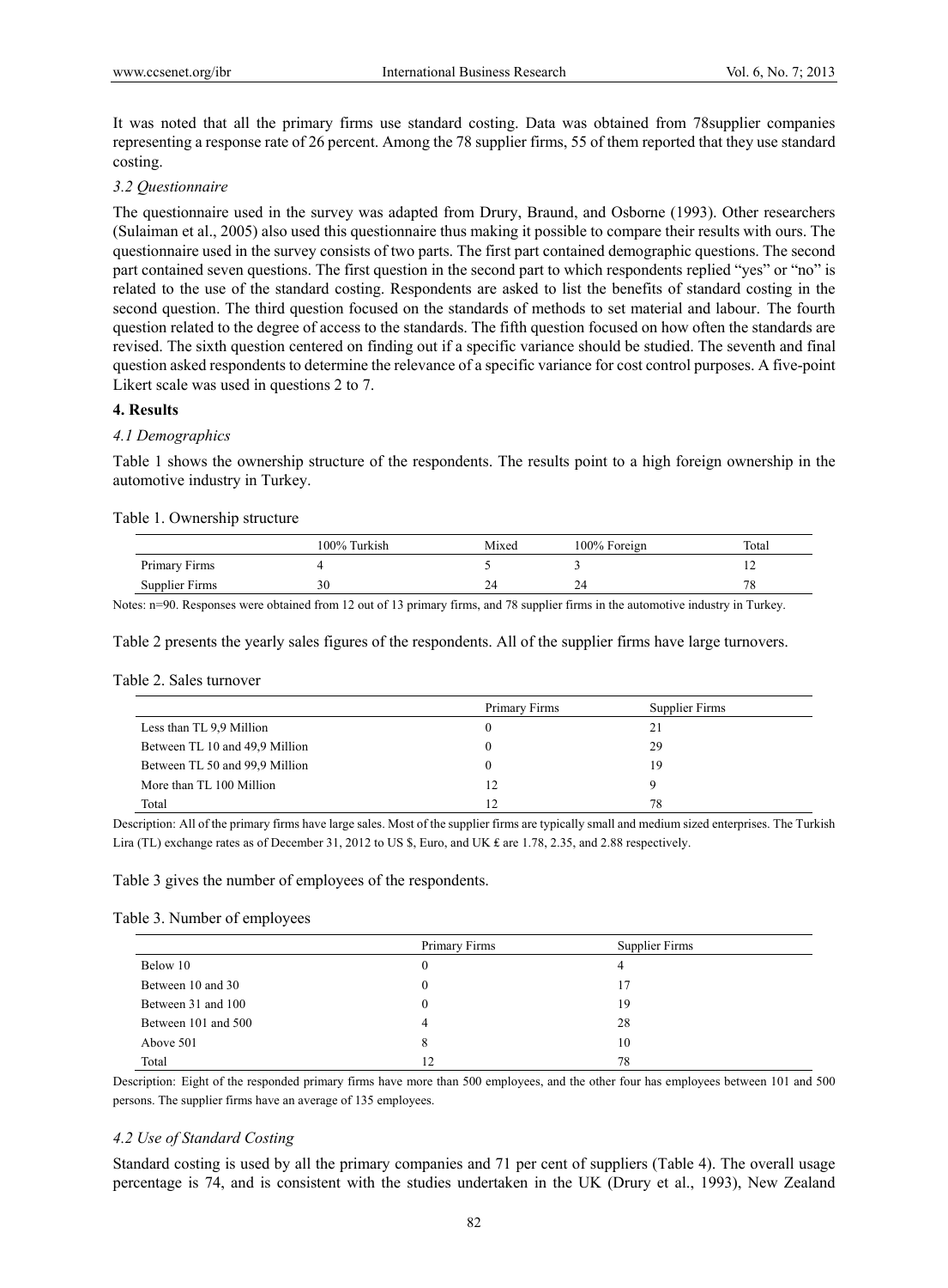It was noted that all the primary firms use standard costing. Data was obtained from 78supplier companies representing a response rate of 26 percent. Among the 78 supplier firms, 55 of them reported that they use standard costing.

### *3.2 Questionnaire*

The questionnaire used in the survey was adapted from Drury, Braund, and Osborne (1993). Other researchers (Sulaiman et al., 2005) also used this questionnaire thus making it possible to compare their results with ours. The questionnaire used in the survey consists of two parts. The first part contained demographic questions. The second part contained seven questions. The first question in the second part to which respondents replied "yes" or "no" is related to the use of the standard costing. Respondents are asked to list the benefits of standard costing in the second question. The third question focused on the standards of methods to set material and labour. The fourth question related to the degree of access to the standards. The fifth question focused on how often the standards are revised. The sixth question centered on finding out if a specific variance should be studied. The seventh and final question asked respondents to determine the relevance of a specific variance for cost control purposes. A five-point Likert scale was used in questions 2 to 7.

## **4. Results**

### *4.1 Demographics*

Table 1 shows the ownership structure of the respondents. The results point to a high foreign ownership in the automotive industry in Turkey.

Table 1. Ownership structure

| | 100% Turkish | Mixed | 100% Foreign | Total |
|---|---|---|---|---|
| Primary Firms | 4 | 5 | 3 | 12 |
| Supplier Firms | 30 | 24 | 24 | 78 |

Notes: n=90. Responses were obtained from 12 out of 13 primary firms, and 78 supplier firms in the automotive industry in Turkey.

Table 2 presents the yearly sales figures of the respondents. All of the supplier firms have large turnovers.

Table 2. Sales turnover

| | Primary Firms | Supplier Firms |
|---|---|---|
| Less than TL 9,9 Million | 0 | 21 |
| Between TL 10 and 49,9 Million | 0 | 29 |
| Between TL 50 and 99,9 Million | 0 | 19 |
| More than TL 100 Million | 12 | 9 |
| Total | 12 | 78 |

Description: All of the primary firms have large sales. Most of the supplier firms are typically small and medium sized enterprises. The Turkish Lira (TL) exchange rates as of December 31, 2012 to US $, Euro, and UK ₤ are 1.78, 2.35, and 2.88 respectively.

Table 3 gives the number of employees of the respondents.

Table 3. Number of employees

| | Primary Firms | Supplier Firms |
|---|---|---|
| Below 10 | 0 | 4 |
| Between 10 and 30 | 0 | 17 |
| Between 31 and 100 | 0 | 19 |
| Between 101 and 500 | 4 | 28 |
| Above 501 | 8 | 10 |
| Total | 12 | 78 |

Description: Eight of the responded primary firms have more than 500 employees, and the other four has employees between 101 and 500 persons. The supplier firms have an average of 135 employees.

### *4.2 Use of Standard Costing*

Standard costing is used by all the primary companies and 71 per cent of suppliers (Table 4). The overall usage percentage is 74, and is consistent with the studies undertaken in the UK (Drury et al., 1993), New Zealand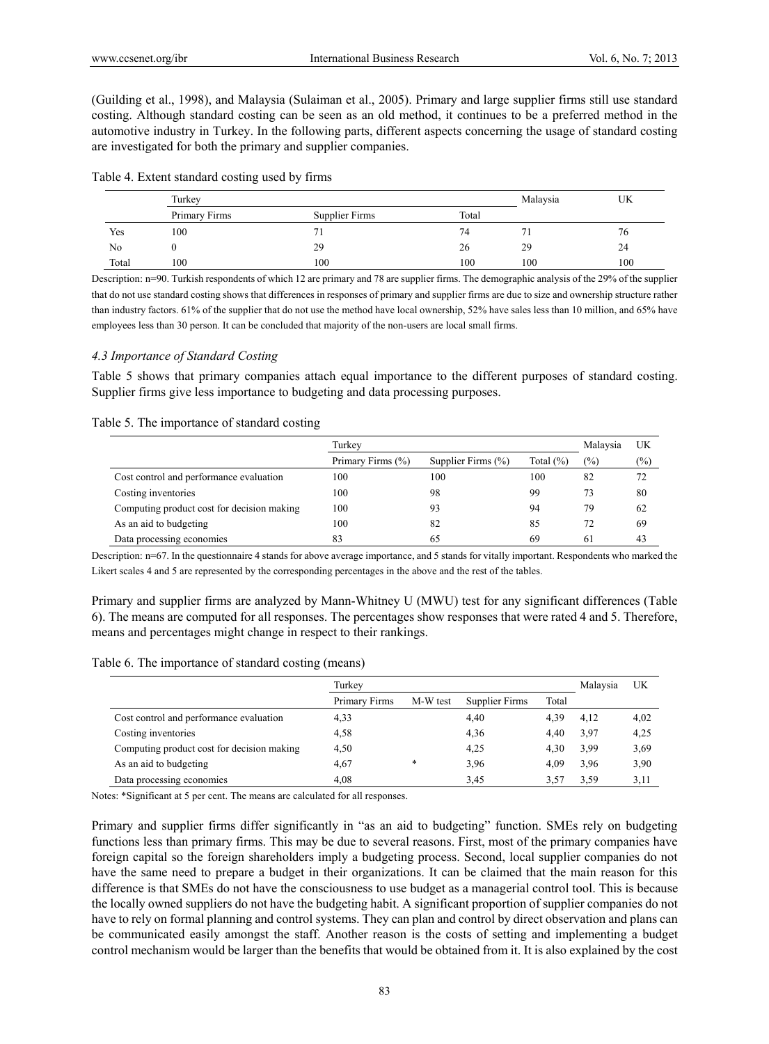(Guilding et al., 1998), and Malaysia (Sulaiman et al., 2005). Primary and large supplier firms still use standard costing. Although standard costing can be seen as an old method, it continues to be a preferred method in the automotive industry in Turkey. In the following parts, different aspects concerning the usage of standard costing are investigated for both the primary and supplier companies.

Table 4. Extent standard costing used by firms

| | Turkey | | | Malaysia | UK |
|---|---|---|---|---|---|
| | Primary Firms | Supplier Firms | Total | | |
| Yes | 100 | 71 | 74 | 71 | 76 |
| No | 0 | 29 | 26 | 29 | 24 |
| Total | 100 | 100 | 100 | 100 | 100 |

Description: n=90. Turkish respondents of which 12 are primary and 78 are supplier firms. The demographic analysis of the 29% of the supplier that do not use standard costing shows that differences in responses of primary and supplier firms are due to size and ownership structure rather than industry factors. 61% of the supplier that do not use the method have local ownership, 52% have sales less than 10 million, and 65% have employees less than 30 person. It can be concluded that majority of the non-users are local small firms.

### *4.3 Importance of Standard Costing*

Table 5 shows that primary companies attach equal importance to the different purposes of standard costing. Supplier firms give less importance to budgeting and data processing purposes.

Table 5. The importance of standard costing

| | Turkey | | | Malaysia | UK |
|---|---|---|---|---|---|
| | Primary Firms (%) | Supplier Firms (%) | Total (%) | (%) | (%) |
| Cost control and performance evaluation | 100 | 100 | 100 | 82 | 72 |
| Costing inventories | 100 | 98 | 99 | 73 | 80 |
| Computing product cost for decision making | 100 | 93 | 94 | 79 | 62 |
| As an aid to budgeting | 100 | 82 | 85 | 72 | 69 |
| Data processing economies | 83 | 65 | 69 | 61 | 43 |

Description: n=67. In the questionnaire 4 stands for above average importance, and 5 stands for vitally important. Respondents who marked the Likert scales 4 and 5 are represented by the corresponding percentages in the above and the rest of the tables.

Primary and supplier firms are analyzed by Mann-Whitney U (MWU) test for any significant differences (Table 6). The means are computed for all responses. The percentages show responses that were rated 4 and 5. Therefore, means and percentages might change in respect to their rankings.

Table 6. The importance of standard costing (means)

| | Turkey | | | | Malaysia | UK |
|---|---|---|---|---|---|---|
| | Primary Firms | M-W test | Supplier Firms | Total | | |
| Cost control and performance evaluation | 4,33 | | 4,40 | 4,39 | 4,12 | 4,02 |
| Costing inventories | 4,58 | | 4,36 | 4,40 | 3,97 | 4,25 |
| Computing product cost for decision making | 4,50 | | 4,25 | 4,30 | 3,99 | 3,69 |
| As an aid to budgeting | 4,67 | * | 3,96 | 4,09 | 3,96 | 3,90 |
| Data processing economies | 4,08 | | 3,45 | 3,57 | 3,59 | 3,11 |

Notes: *Significant at 5 per cent. The means are calculated for all responses.

Primary and supplier firms differ significantly in "as an aid to budgeting" function. SMEs rely on budgeting functions less than primary firms. This may be due to several reasons. First, most of the primary companies have foreign capital so the foreign shareholders imply a budgeting process. Second, local supplier companies do not have the same need to prepare a budget in their organizations. It can be claimed that the main reason for this difference is that SMEs do not have the consciousness to use budget as a managerial control tool. This is because the locally owned suppliers do not have the budgeting habit. A significant proportion of supplier companies do not have to rely on formal planning and control systems. They can plan and control by direct observation and plans can be communicated easily amongst the staff. Another reason is the costs of setting and implementing a budget control mechanism would be larger than the benefits that would be obtained from it. It is also explained by the cost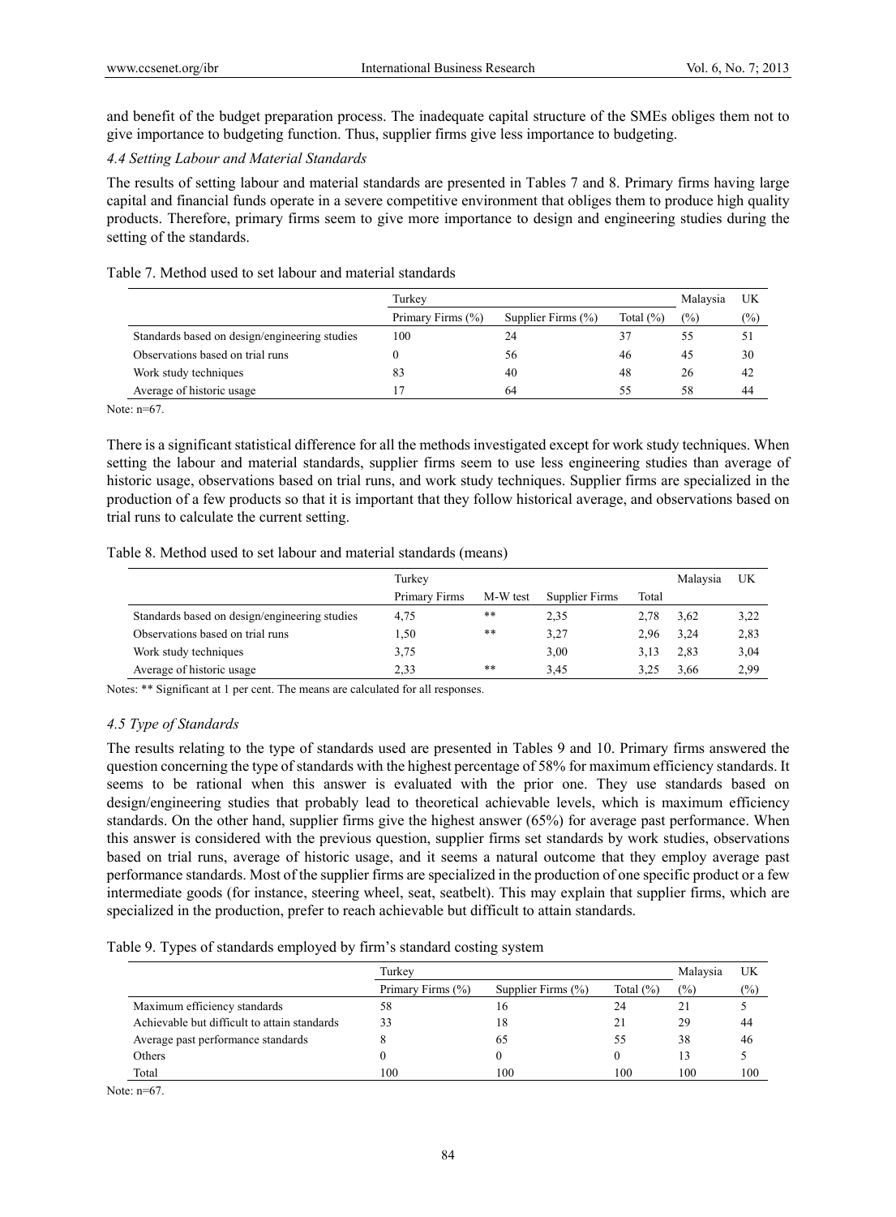and benefit of the budget preparation process. The inadequate capital structure of the SMEs obliges them not to give importance to budgeting function. Thus, supplier firms give less importance to budgeting.

### *4.4 Setting Labour and Material Standards*

The results of setting labour and material standards are presented in Tables 7 and 8. Primary firms having large capital and financial funds operate in a severe competitive environment that obliges them to produce high quality products. Therefore, primary firms seem to give more importance to design and engineering studies during the setting of the standards.

Table 7. Method used to set labour and material standards

| | Turkey | | | Malaysia | UK |
|---|---|---|---|---|---|
| | Primary Firms (%) | Supplier Firms (%) | Total (%) | (%) | (%) |
| Standards based on design/engineering studies | 100 | 24 | 37 | 55 | 51 |
| Observations based on trial runs | 0 | 56 | 46 | 45 | 30 |
| Work study techniques | 83 | 40 | 48 | 26 | 42 |
| Average of historic usage | 17 | 64 | 55 | 58 | 44 |

Note: n=67.

There is a significant statistical difference for all the methods investigated except for work study techniques. When setting the labour and material standards, supplier firms seem to use less engineering studies than average of historic usage, observations based on trial runs, and work study techniques. Supplier firms are specialized in the production of a few products so that it is important that they follow historical average, and observations based on trial runs to calculate the current setting.

Table 8. Method used to set labour and material standards (means)

| | Turkey | | | | Malaysia | UK |
|---|---|---|---|---|---|---|
| | Primary Firms | M-W test | Supplier Firms | Total | | |
| Standards based on design/engineering studies | 4,75 | ** | 2,35 | 2,78 | 3,62 | 3,22 |
| Observations based on trial runs | 1,50 | ** | 3,27 | 2,96 | 3,24 | 2,83 |
| Work study techniques | 3,75 | | 3,00 | 3,13 | 2,83 | 3,04 |
| Average of historic usage | 2,33 | ** | 3,45 | 3,25 | 3,66 | 2,99 |

Notes: ** Significant at 1 per cent. The means are calculated for all responses.

### *4.5 Type of Standards*

The results relating to the type of standards used are presented in Tables 9 and 10. Primary firms answered the question concerning the type of standards with the highest percentage of 58% for maximum efficiency standards. It seems to be rational when this answer is evaluated with the prior one. They use standards based on design/engineering studies that probably lead to theoretical achievable levels, which is maximum efficiency standards. On the other hand, supplier firms give the highest answer (65%) for average past performance. When this answer is considered with the previous question, supplier firms set standards by work studies, observations based on trial runs, average of historic usage, and it seems a natural outcome that they employ average past performance standards. Most of the supplier firms are specialized in the production of one specific product or a few intermediate goods (for instance, steering wheel, seat, seatbelt). This may explain that supplier firms, which are specialized in the production, prefer to reach achievable but difficult to attain standards.

Table 9. Types of standards employed by firm's standard costing system

| | Turkey | | | Malaysia | UK |
|---|---|---|---|---|---|
| | Primary Firms (%) | Supplier Firms (%) | Total (%) | (%) | (%) |
| Maximum efficiency standards | 58 | 16 | 24 | 21 | 5 |
| Achievable but difficult to attain standards | 33 | 18 | 21 | 29 | 44 |
| Average past performance standards | 8 | 65 | 55 | 38 | 46 |
| Others | 0 | 0 | 0 | 13 | 5 |
| Total | 100 | 100 | 100 | 100 | 100 |

Note: n=67.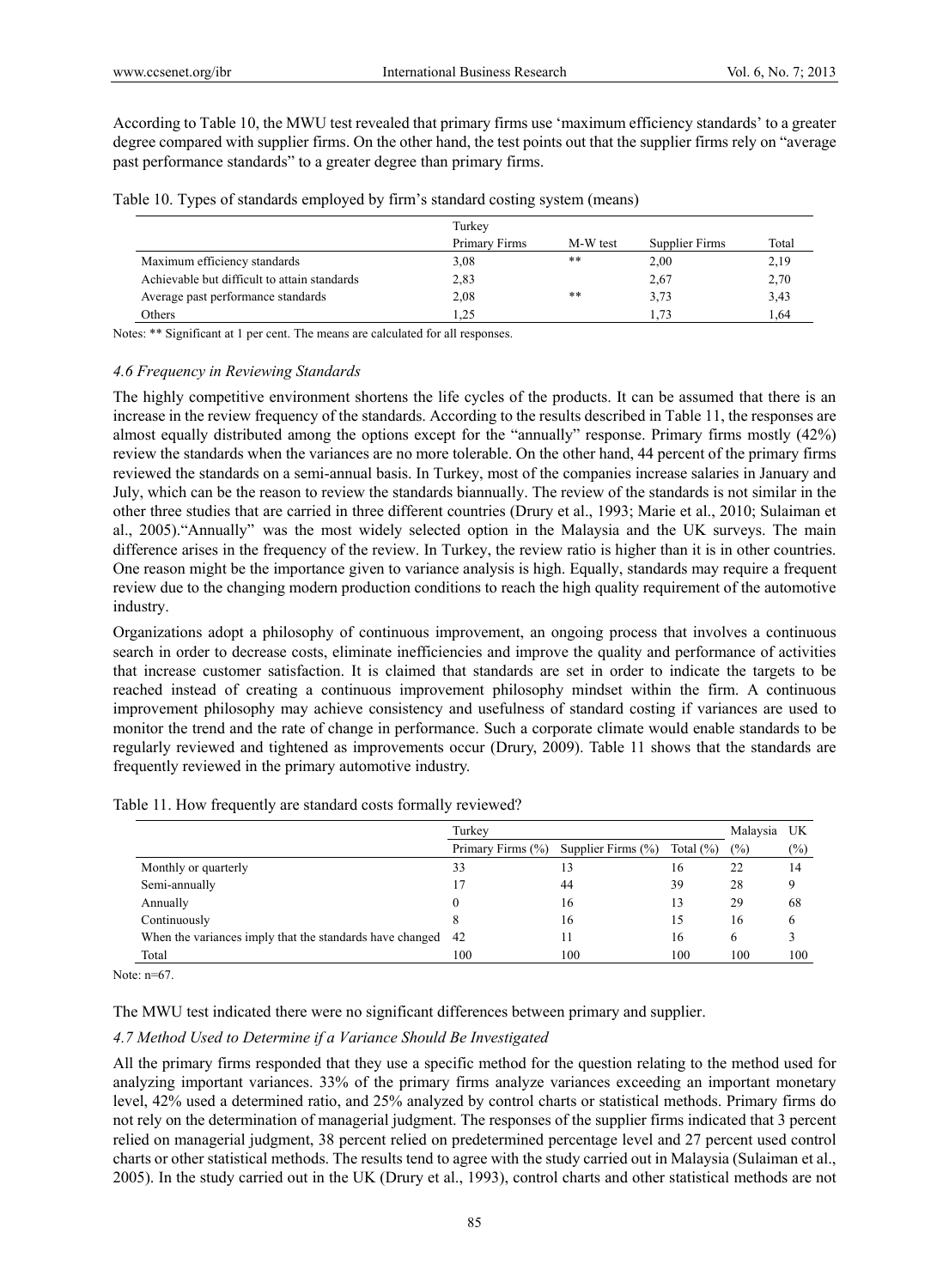According to Table 10, the MWU test revealed that primary firms use 'maximum efficiency standards' to a greater degree compared with supplier firms. On the other hand, the test points out that the supplier firms rely on "average past performance standards" to a greater degree than primary firms.

Table 10. Types of standards employed by firm's standard costing system (means)

| | Turkey | | | |
|---|---|---|---|---|
| | Primary Firms | M-W test | Supplier Firms | Total |
| Maximum efficiency standards | 3,08 | ** | 2,00 | 2,19 |
| Achievable but difficult to attain standards | 2,83 | | 2,67 | 2,70 |
| Average past performance standards | 2,08 | ** | 3,73 | 3,43 |
| Others | 1,25 | | 1,73 | 1,64 |

Notes: ** Significant at 1 per cent. The means are calculated for all responses.

### 4.6 Frequency in Reviewing Standards

The highly competitive environment shortens the life cycles of the products. It can be assumed that there is an increase in the review frequency of the standards. According to the results described in Table 11, the responses are almost equally distributed among the options except for the "annually" response. Primary firms mostly (42%) review the standards when the variances are no more tolerable. On the other hand, 44 percent of the primary firms reviewed the standards on a semi-annual basis. In Turkey, most of the companies increase salaries in January and July, which can be the reason to review the standards biannually. The review of the standards is not similar in the other three studies that are carried in three different countries (Drury et al., 1993; Marie et al., 2010; Sulaiman et al., 2005)."Annually" was the most widely selected option in the Malaysia and the UK surveys. The main difference arises in the frequency of the review. In Turkey, the review ratio is higher than it is in other countries. One reason might be the importance given to variance analysis is high. Equally, standards may require a frequent review due to the changing modern production conditions to reach the high quality requirement of the automotive industry.

Organizations adopt a philosophy of continuous improvement, an ongoing process that involves a continuous search in order to decrease costs, eliminate inefficiencies and improve the quality and performance of activities that increase customer satisfaction. It is claimed that standards are set in order to indicate the targets to be reached instead of creating a continuous improvement philosophy mindset within the firm. A continuous improvement philosophy may achieve consistency and usefulness of standard costing if variances are used to monitor the trend and the rate of change in performance. Such a corporate climate would enable standards to be regularly reviewed and tightened as improvements occur (Drury, 2009). Table 11 shows that the standards are frequently reviewed in the primary automotive industry.

Table 11. How frequently are standard costs formally reviewed?

| | Turkey | | | Malaysia | UK |
|---|---|---|---|---|---|
| | Primary Firms (%) | Supplier Firms (%) | Total (%) | (%) | (%) |
| Monthly or quarterly | 33 | 13 | 16 | 22 | 14 |
| Semi-annually | 17 | 44 | 39 | 28 | 9 |
| Annually | 0 | 16 | 13 | 29 | 68 |
| Continuously | 8 | 16 | 15 | 16 | 6 |
| When the variances imply that the standards have changed | 42 | 11 | 16 | 6 | 3 |
| Total | 100 | 100 | 100 | 100 | 100 |

Note: n=67.

The MWU test indicated there were no significant differences between primary and supplier.

### 4.7 Method Used to Determine if a Variance Should Be Investigated

All the primary firms responded that they use a specific method for the question relating to the method used for analyzing important variances. 33% of the primary firms analyze variances exceeding an important monetary level, 42% used a determined ratio, and 25% analyzed by control charts or statistical methods. Primary firms do not rely on the determination of managerial judgment. The responses of the supplier firms indicated that 3 percent relied on managerial judgment, 38 percent relied on predetermined percentage level and 27 percent used control charts or other statistical methods. The results tend to agree with the study carried out in Malaysia (Sulaiman et al., 2005). In the study carried out in the UK (Drury et al., 1993), control charts and other statistical methods are not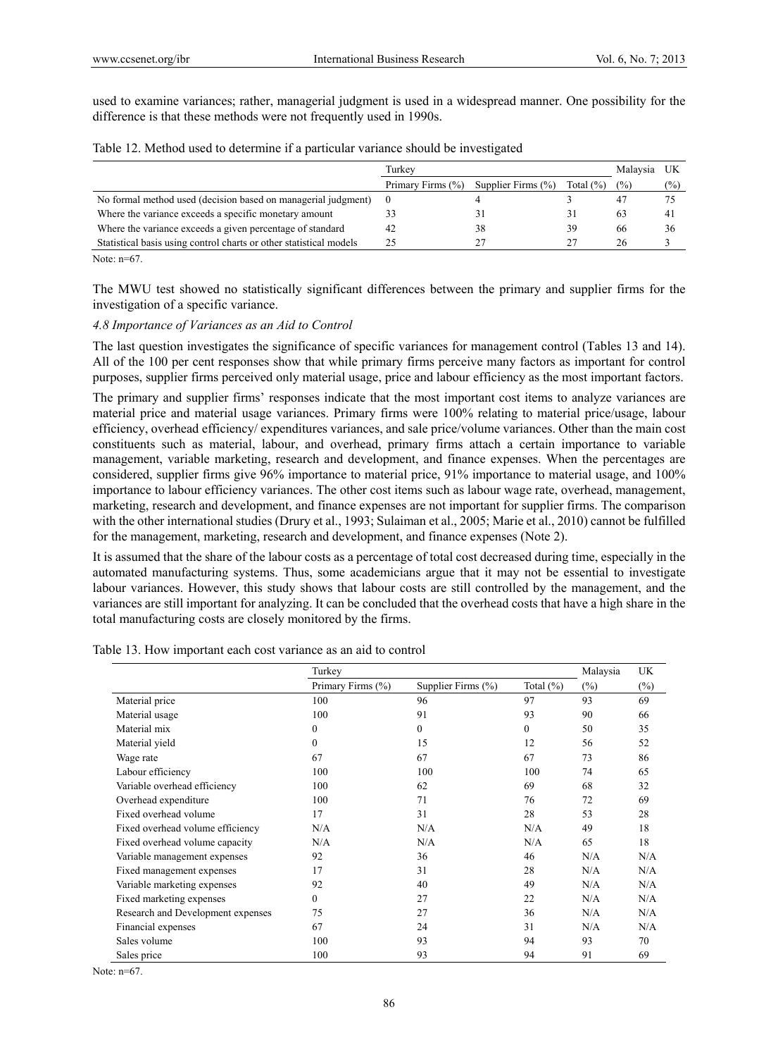used to examine variances; rather, managerial judgment is used in a widespread manner. One possibility for the difference is that these methods were not frequently used in 1990s.

Table 12. Method used to determine if a particular variance should be investigated

| | Turkey | | | Malaysia | UK |
|---|---|---|---|---|---|
| | Primary Firms (%) | Supplier Firms (%) | Total (%) | (%) | (%) |
| No formal method used (decision based on managerial judgment) | 0 | 4 | 3 | 47 | 75 |
| Where the variance exceeds a specific monetary amount | 33 | 31 | 31 | 63 | 41 |
| Where the variance exceeds a given percentage of standard | 42 | 38 | 39 | 66 | 36 |
| Statistical basis using control charts or other statistical models | 25 | 27 | 27 | 26 | 3 |

Note: n=67.

The MWU test showed no statistically significant differences between the primary and supplier firms for the investigation of a specific variance.

### *4.8 Importance of Variances as an Aid to Control*

The last question investigates the significance of specific variances for management control (Tables 13 and 14). All of the 100 per cent responses show that while primary firms perceive many factors as important for control purposes, supplier firms perceived only material usage, price and labour efficiency as the most important factors.

The primary and supplier firms' responses indicate that the most important cost items to analyze variances are material price and material usage variances. Primary firms were 100% relating to material price/usage, labour efficiency, overhead efficiency/ expenditures variances, and sale price/volume variances. Other than the main cost constituents such as material, labour, and overhead, primary firms attach a certain importance to variable management, variable marketing, research and development, and finance expenses. When the percentages are considered, supplier firms give 96% importance to material price, 91% importance to material usage, and 100% importance to labour efficiency variances. The other cost items such as labour wage rate, overhead, management, marketing, research and development, and finance expenses are not important for supplier firms. The comparison with the other international studies (Drury et al., 1993; Sulaiman et al., 2005; Marie et al., 2010) cannot be fulfilled for the management, marketing, research and development, and finance expenses (Note 2).

It is assumed that the share of the labour costs as a percentage of total cost decreased during time, especially in the automated manufacturing systems. Thus, some academicians argue that it may not be essential to investigate labour variances. However, this study shows that labour costs are still controlled by the management, and the variances are still important for analyzing. It can be concluded that the overhead costs that have a high share in the total manufacturing costs are closely monitored by the firms.

Table 13. How important each cost variance as an aid to control

| | Turkey | | | Malaysia | UK |
|---|---|---|---|---|---|
| | Primary Firms (%) | Supplier Firms (%) | Total (%) | (%) | (%) |
| Material price | 100 | 96 | 97 | 93 | 69 |
| Material usage | 100 | 91 | 93 | 90 | 66 |
| Material mix | 0 | 0 | 0 | 50 | 35 |
| Material yield | 0 | 15 | 12 | 56 | 52 |
| Wage rate | 67 | 67 | 67 | 73 | 86 |
| Labour efficiency | 100 | 100 | 100 | 74 | 65 |
| Variable overhead efficiency | 100 | 62 | 69 | 68 | 32 |
| Overhead expenditure | 100 | 71 | 76 | 72 | 69 |
| Fixed overhead volume | 17 | 31 | 28 | 53 | 28 |
| Fixed overhead volume efficiency | N/A | N/A | N/A | 49 | 18 |
| Fixed overhead volume capacity | N/A | N/A | N/A | 65 | 18 |
| Variable management expenses | 92 | 36 | 46 | N/A | N/A |
| Fixed management expenses | 17 | 31 | 28 | N/A | N/A |
| Variable marketing expenses | 92 | 40 | 49 | N/A | N/A |
| Fixed marketing expenses | 0 | 27 | 22 | N/A | N/A |
| Research and Development expenses | 75 | 27 | 36 | N/A | N/A |
| Financial expenses | 67 | 24 | 31 | N/A | N/A |
| Sales volume | 100 | 93 | 94 | 93 | 70 |
| Sales price | 100 | 93 | 94 | 91 | 69 |

Note: n=67.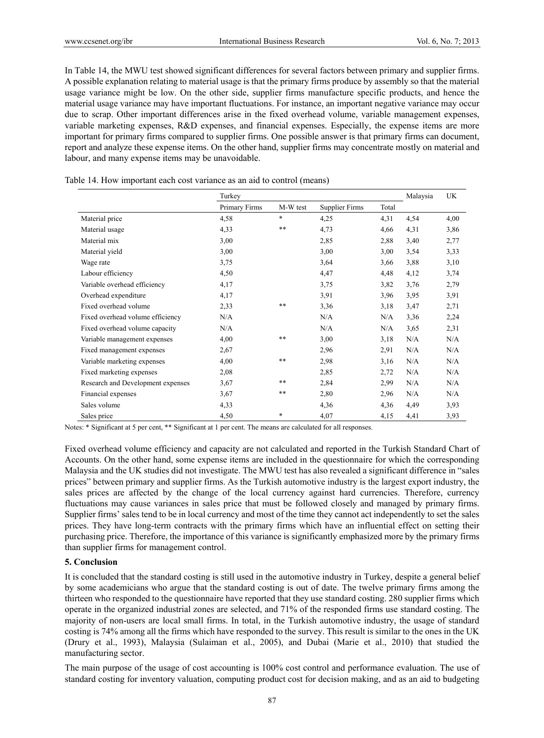In Table 14, the MWU test showed significant differences for several factors between primary and supplier firms. A possible explanation relating to material usage is that the primary firms produce by assembly so that the material usage variance might be low. On the other side, supplier firms manufacture specific products, and hence the material usage variance may have important fluctuations. For instance, an important negative variance may occur due to scrap. Other important differences arise in the fixed overhead volume, variable management expenses, variable marketing expenses, R&D expenses, and financial expenses. Especially, the expense items are more important for primary firms compared to supplier firms. One possible answer is that primary firms can document, report and analyze these expense items. On the other hand, supplier firms may concentrate mostly on material and labour, and many expense items may be unavoidable.

Table 14. How important each cost variance as an aid to control (means)

| | Turkey | | | | Malaysia | UK |
|---|---|---|---|---|---|---|
| | Primary Firms | M-W test | Supplier Firms | Total | | |
| Material price | 4,58 | * | 4,25 | 4,31 | 4,54 | 4,00 |
| Material usage | 4,33 | ** | 4,73 | 4,66 | 4,31 | 3,86 |
| Material mix | 3,00 | | 2,85 | 2,88 | 3,40 | 2,77 |
| Material yield | 3,00 | | 3,00 | 3,00 | 3,54 | 3,33 |
| Wage rate | 3,75 | | 3,64 | 3,66 | 3,88 | 3,10 |
| Labour efficiency | 4,50 | | 4,47 | 4,48 | 4,12 | 3,74 |
| Variable overhead efficiency | 4,17 | | 3,75 | 3,82 | 3,76 | 2,79 |
| Overhead expenditure | 4,17 | | 3,91 | 3,96 | 3,95 | 3,91 |
| Fixed overhead volume | 2,33 | ** | 3,36 | 3,18 | 3,47 | 2,71 |
| Fixed overhead volume efficiency | N/A | | N/A | N/A | 3,36 | 2,24 |
| Fixed overhead volume capacity | N/A | | N/A | N/A | 3,65 | 2,31 |
| Variable management expenses | 4,00 | ** | 3,00 | 3,18 | N/A | N/A |
| Fixed management expenses | 2,67 | | 2,96 | 2,91 | N/A | N/A |
| Variable marketing expenses | 4,00 | ** | 2,98 | 3,16 | N/A | N/A |
| Fixed marketing expenses | 2,08 | | 2,85 | 2,72 | N/A | N/A |
| Research and Development expenses | 3,67 | ** | 2,84 | 2,99 | N/A | N/A |
| Financial expenses | 3,67 | ** | 2,80 | 2,96 | N/A | N/A |
| Sales volume | 4,33 | | 4,36 | 4,36 | 4,49 | 3,93 |
| Sales price | 4,50 | * | 4,07 | 4,15 | 4,41 | 3,93 |

Notes: * Significant at 5 per cent, ** Significant at 1 per cent. The means are calculated for all responses.

Fixed overhead volume efficiency and capacity are not calculated and reported in the Turkish Standard Chart of Accounts. On the other hand, some expense items are included in the questionnaire for which the corresponding Malaysia and the UK studies did not investigate. The MWU test has also revealed a significant difference in "sales prices" between primary and supplier firms. As the Turkish automotive industry is the largest export industry, the sales prices are affected by the change of the local currency against hard currencies. Therefore, currency fluctuations may cause variances in sales price that must be followed closely and managed by primary firms. Supplier firms' sales tend to be in local currency and most of the time they cannot act independently to set the sales prices. They have long-term contracts with the primary firms which have an influential effect on setting their purchasing price. Therefore, the importance of this variance is significantly emphasized more by the primary firms than supplier firms for management control.

## 5. Conclusion

It is concluded that the standard costing is still used in the automotive industry in Turkey, despite a general belief by some academicians who argue that the standard costing is out of date. The twelve primary firms among the thirteen who responded to the questionnaire have reported that they use standard costing. 280 supplier firms which operate in the organized industrial zones are selected, and 71% of the responded firms use standard costing. The majority of non-users are local small firms. In total, in the Turkish automotive industry, the usage of standard costing is 74% among all the firms which have responded to the survey. This result is similar to the ones in the UK (Drury et al., 1993), Malaysia (Sulaiman et al., 2005), and Dubai (Marie et al., 2010) that studied the manufacturing sector.

The main purpose of the usage of cost accounting is 100% cost control and performance evaluation. The use of standard costing for inventory valuation, computing product cost for decision making, and as an aid to budgeting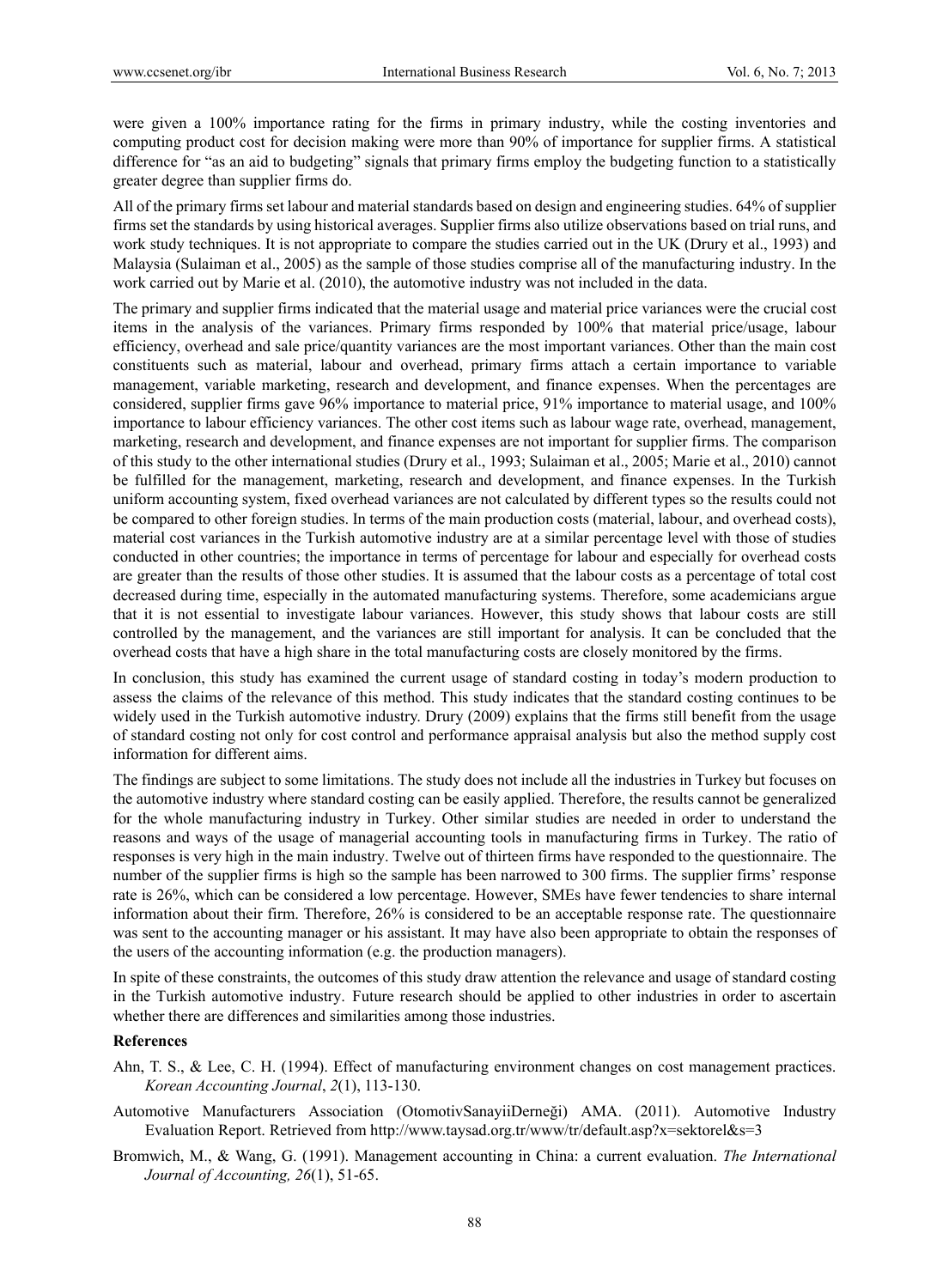were given a 100% importance rating for the firms in primary industry, while the costing inventories and computing product cost for decision making were more than 90% of importance for supplier firms. A statistical difference for "as an aid to budgeting" signals that primary firms employ the budgeting function to a statistically greater degree than supplier firms do.

All of the primary firms set labour and material standards based on design and engineering studies. 64% of supplier firms set the standards by using historical averages. Supplier firms also utilize observations based on trial runs, and work study techniques. It is not appropriate to compare the studies carried out in the UK (Drury et al., 1993) and Malaysia (Sulaiman et al., 2005) as the sample of those studies comprise all of the manufacturing industry. In the work carried out by Marie et al. (2010), the automotive industry was not included in the data.

The primary and supplier firms indicated that the material usage and material price variances were the crucial cost items in the analysis of the variances. Primary firms responded by 100% that material price/usage, labour efficiency, overhead and sale price/quantity variances are the most important variances. Other than the main cost constituents such as material, labour and overhead, primary firms attach a certain importance to variable management, variable marketing, research and development, and finance expenses. When the percentages are considered, supplier firms gave 96% importance to material price, 91% importance to material usage, and 100% importance to labour efficiency variances. The other cost items such as labour wage rate, overhead, management, marketing, research and development, and finance expenses are not important for supplier firms. The comparison of this study to the other international studies (Drury et al., 1993; Sulaiman et al., 2005; Marie et al., 2010) cannot be fulfilled for the management, marketing, research and development, and finance expenses. In the Turkish uniform accounting system, fixed overhead variances are not calculated by different types so the results could not be compared to other foreign studies. In terms of the main production costs (material, labour, and overhead costs), material cost variances in the Turkish automotive industry are at a similar percentage level with those of studies conducted in other countries; the importance in terms of percentage for labour and especially for overhead costs are greater than the results of those other studies. It is assumed that the labour costs as a percentage of total cost decreased during time, especially in the automated manufacturing systems. Therefore, some academicians argue that it is not essential to investigate labour variances. However, this study shows that labour costs are still controlled by the management, and the variances are still important for analysis. It can be concluded that the overhead costs that have a high share in the total manufacturing costs are closely monitored by the firms.

In conclusion, this study has examined the current usage of standard costing in today's modern production to assess the claims of the relevance of this method. This study indicates that the standard costing continues to be widely used in the Turkish automotive industry. Drury (2009) explains that the firms still benefit from the usage of standard costing not only for cost control and performance appraisal analysis but also the method supply cost information for different aims.

The findings are subject to some limitations. The study does not include all the industries in Turkey but focuses on the automotive industry where standard costing can be easily applied. Therefore, the results cannot be generalized for the whole manufacturing industry in Turkey. Other similar studies are needed in order to understand the reasons and ways of the usage of managerial accounting tools in manufacturing firms in Turkey. The ratio of responses is very high in the main industry. Twelve out of thirteen firms have responded to the questionnaire. The number of the supplier firms is high so the sample has been narrowed to 300 firms. The supplier firms' response rate is 26%, which can be considered a low percentage. However, SMEs have fewer tendencies to share internal information about their firm. Therefore, 26% is considered to be an acceptable response rate. The questionnaire was sent to the accounting manager or his assistant. It may have also been appropriate to obtain the responses of the users of the accounting information (e.g. the production managers).

In spite of these constraints, the outcomes of this study draw attention the relevance and usage of standard costing in the Turkish automotive industry. Future research should be applied to other industries in order to ascertain whether there are differences and similarities among those industries.

## References

Ahn, T. S., & Lee, C. H. (1994). Effect of manufacturing environment changes on cost management practices. *Korean Accounting Journal*, *2*(1), 113-130.

Automotive Manufacturers Association (OtomotivSanayiiDerneği) AMA. (2011). Automotive Industry Evaluation Report. Retrieved from http://www.taysad.org.tr/www/tr/default.asp?x=sektorel&s=3

Bromwich, M., & Wang, G. (1991). Management accounting in China: a current evaluation. *The International Journal of Accounting, 26*(1), 51-65.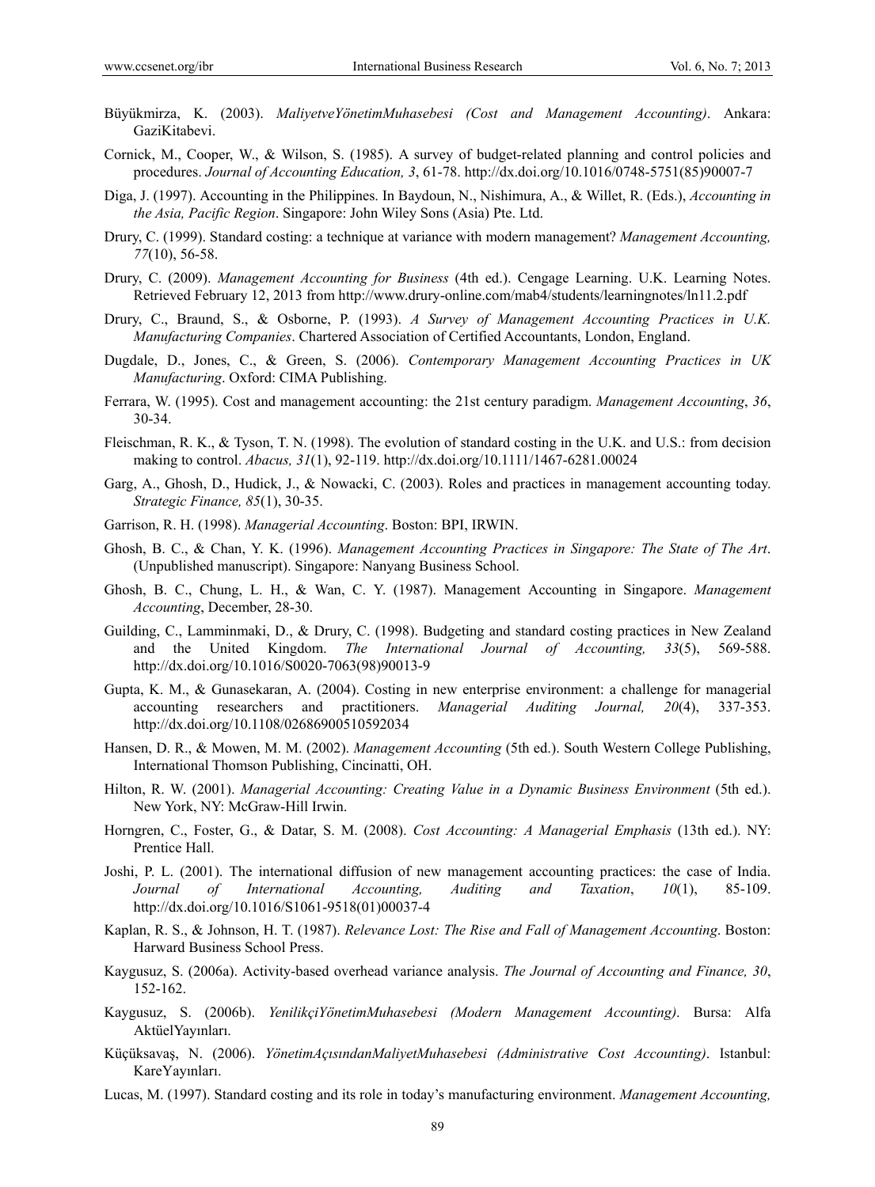Büyükmirza, K. (2003). *MaliyetveYönetimMuhasebesi (Cost and Management Accounting)*. Ankara: GaziKitabevi.

Cornick, M., Cooper, W., & Wilson, S. (1985). A survey of budget-related planning and control policies and procedures. *Journal of Accounting Education, 3*, 61-78. http://dx.doi.org/10.1016/0748-5751(85)90007-7

Diga, J. (1997). Accounting in the Philippines. In Baydoun, N., Nishimura, A., & Willet, R. (Eds.), *Accounting in the Asia, Pacific Region*. Singapore: John Wiley Sons (Asia) Pte. Ltd.

Drury, C. (1999). Standard costing: a technique at variance with modern management? *Management Accounting, 77*(10), 56-58.

Drury, C. (2009). *Management Accounting for Business* (4th ed.). Cengage Learning. U.K. Learning Notes. Retrieved February 12, 2013 from http://www.drury-online.com/mab4/students/learningnotes/ln11.2.pdf

Drury, C., Braund, S., & Osborne, P. (1993). *A Survey of Management Accounting Practices in U.K. Manufacturing Companies*. Chartered Association of Certified Accountants, London, England.

Dugdale, D., Jones, C., & Green, S. (2006). *Contemporary Management Accounting Practices in UK Manufacturing*. Oxford: CIMA Publishing.

Ferrara, W. (1995). Cost and management accounting: the 21st century paradigm. *Management Accounting*, *36*, 30-34.

Fleischman, R. K., & Tyson, T. N. (1998). The evolution of standard costing in the U.K. and U.S.: from decision making to control. *Abacus, 31*(1), 92-119. http://dx.doi.org/10.1111/1467-6281.00024

Garg, A., Ghosh, D., Hudick, J., & Nowacki, C. (2003). Roles and practices in management accounting today. *Strategic Finance, 85*(1), 30-35.

Garrison, R. H. (1998). *Managerial Accounting*. Boston: BPI, IRWIN.

Ghosh, B. C., & Chan, Y. K. (1996). *Management Accounting Practices in Singapore: The State of The Art*. (Unpublished manuscript). Singapore: Nanyang Business School.

Ghosh, B. C., Chung, L. H., & Wan, C. Y. (1987). Management Accounting in Singapore. *Management Accounting*, December, 28-30.

Guilding, C., Lamminmaki, D., & Drury, C. (1998). Budgeting and standard costing practices in New Zealand and the United Kingdom. *The International Journal of Accounting, 33*(5), 569-588. http://dx.doi.org/10.1016/S0020-7063(98)90013-9

Gupta, K. M., & Gunasekaran, A. (2004). Costing in new enterprise environment: a challenge for managerial accounting researchers and practitioners. *Managerial Auditing Journal, 20*(4), 337-353. http://dx.doi.org/10.1108/02686900510592034

Hansen, D. R., & Mowen, M. M. (2002). *Management Accounting* (5th ed.). South Western College Publishing, International Thomson Publishing, Cincinatti, OH.

Hilton, R. W. (2001). *Managerial Accounting: Creating Value in a Dynamic Business Environment* (5th ed.). New York, NY: McGraw-Hill Irwin.

Horngren, C., Foster, G., & Datar, S. M. (2008). *Cost Accounting: A Managerial Emphasis* (13th ed.). NY: Prentice Hall.

Joshi, P. L. (2001). The international diffusion of new management accounting practices: the case of India. *Journal of International Accounting, Auditing and Taxation*, *10*(1), 85-109. http://dx.doi.org/10.1016/S1061-9518(01)00037-4

Kaplan, R. S., & Johnson, H. T. (1987). *Relevance Lost: The Rise and Fall of Management Accounting*. Boston: Harward Business School Press.

Kaygusuz, S. (2006a). Activity-based overhead variance analysis. *The Journal of Accounting and Finance, 30*, 152-162.

Kaygusuz, S. (2006b). *YenilikçiYönetimMuhasebesi (Modern Management Accounting)*. Bursa: Alfa AktüelYayınları.

Küçüksavaş, N. (2006). *YönetimAçısındanMaliyetMuhasebesi (Administrative Cost Accounting)*. Istanbul: KareYayınları.

Lucas, M. (1997). Standard costing and its role in today's manufacturing environment. *Management Accounting,*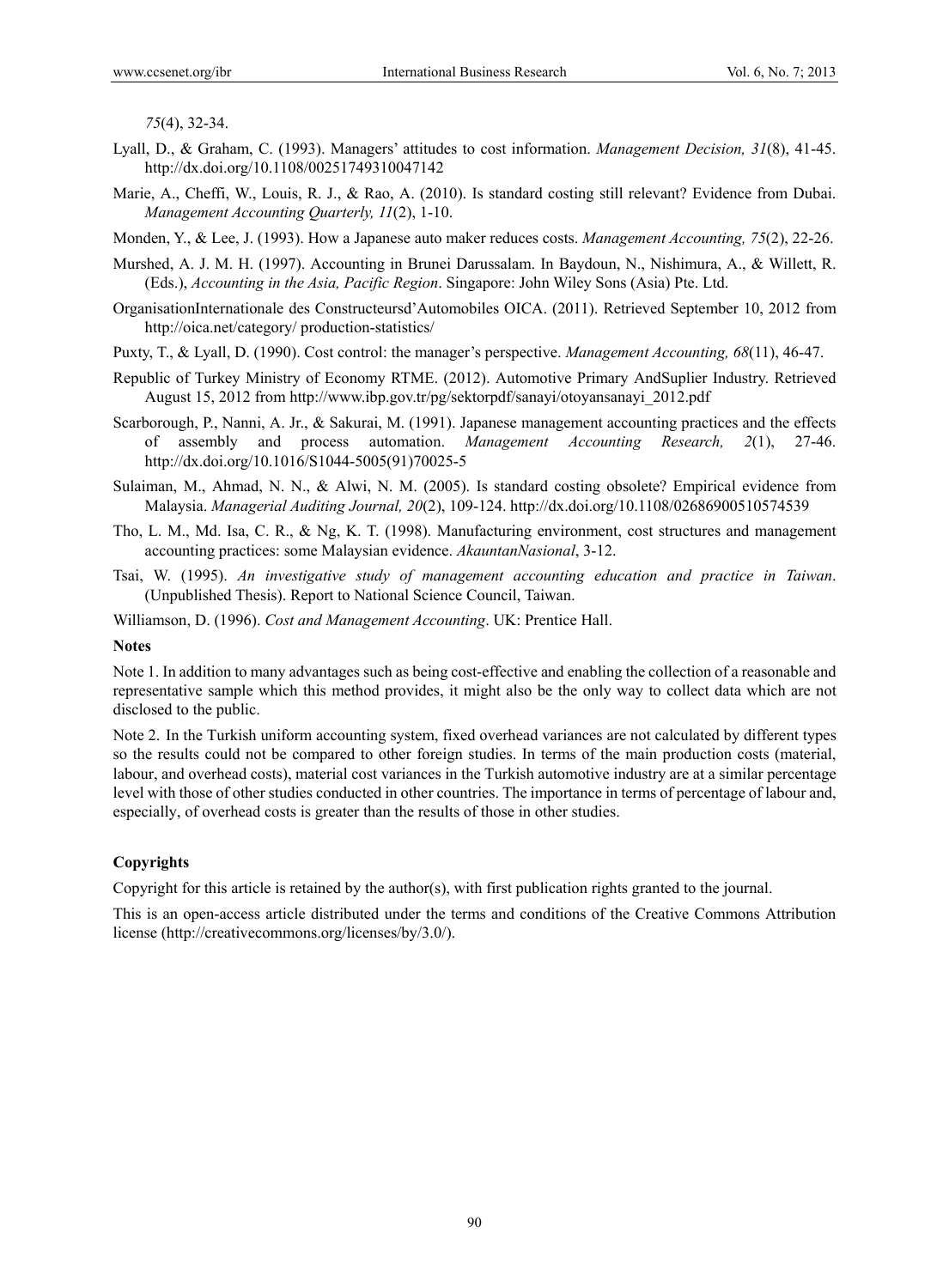*75*(4), 32-34.

Lyall, D., & Graham, C. (1993). Managers' attitudes to cost information. *Management Decision, 31*(8), 41-45. http://dx.doi.org/10.1108/00251749310047142

Marie, A., Cheffi, W., Louis, R. J., & Rao, A. (2010). Is standard costing still relevant? Evidence from Dubai. *Management Accounting Quarterly, 11*(2), 1-10.

Monden, Y., & Lee, J. (1993). How a Japanese auto maker reduces costs. *Management Accounting, 75*(2), 22-26.

Murshed, A. J. M. H. (1997). Accounting in Brunei Darussalam. In Baydoun, N., Nishimura, A., & Willett, R. (Eds.), *Accounting in the Asia, Pacific Region*. Singapore: John Wiley Sons (Asia) Pte. Ltd.

OrganisationInternationale des Constructeursd'Automobiles OICA. (2011). Retrieved September 10, 2012 from http://oica.net/category/ production-statistics/

Puxty, T., & Lyall, D. (1990). Cost control: the manager's perspective. *Management Accounting, 68*(11), 46-47.

Republic of Turkey Ministry of Economy RTME. (2012). Automotive Primary AndSuplier Industry. Retrieved August 15, 2012 from http://www.ibp.gov.tr/pg/sektorpdf/sanayi/otoyansanayi_2012.pdf

Scarborough, P., Nanni, A. Jr., & Sakurai, M. (1991). Japanese management accounting practices and the effects of assembly and process automation. *Management Accounting Research, 2*(1), 27-46. http://dx.doi.org/10.1016/S1044-5005(91)70025-5

Sulaiman, M., Ahmad, N. N., & Alwi, N. M. (2005). Is standard costing obsolete? Empirical evidence from Malaysia. *Managerial Auditing Journal, 20*(2), 109-124. http://dx.doi.org/10.1108/02686900510574539

Tho, L. M., Md. Isa, C. R., & Ng, K. T. (1998). Manufacturing environment, cost structures and management accounting practices: some Malaysian evidence. *AkauntanNasional*, 3-12.

Tsai, W. (1995). *An investigative study of management accounting education and practice in Taiwan*. (Unpublished Thesis). Report to National Science Council, Taiwan.

Williamson, D. (1996). *Cost and Management Accounting*. UK: Prentice Hall.

**Notes**

Note 1. In addition to many advantages such as being cost-effective and enabling the collection of a reasonable and representative sample which this method provides, it might also be the only way to collect data which are not disclosed to the public.

Note 2. In the Turkish uniform accounting system, fixed overhead variances are not calculated by different types so the results could not be compared to other foreign studies. In terms of the main production costs (material, labour, and overhead costs), material cost variances in the Turkish automotive industry are at a similar percentage level with those of other studies conducted in other countries. The importance in terms of percentage of labour and, especially, of overhead costs is greater than the results of those in other studies.

**Copyrights**

Copyright for this article is retained by the author(s), with first publication rights granted to the journal.

This is an open-access article distributed under the terms and conditions of the Creative Commons Attribution license (http://creativecommons.org/licenses/by/3.0/).